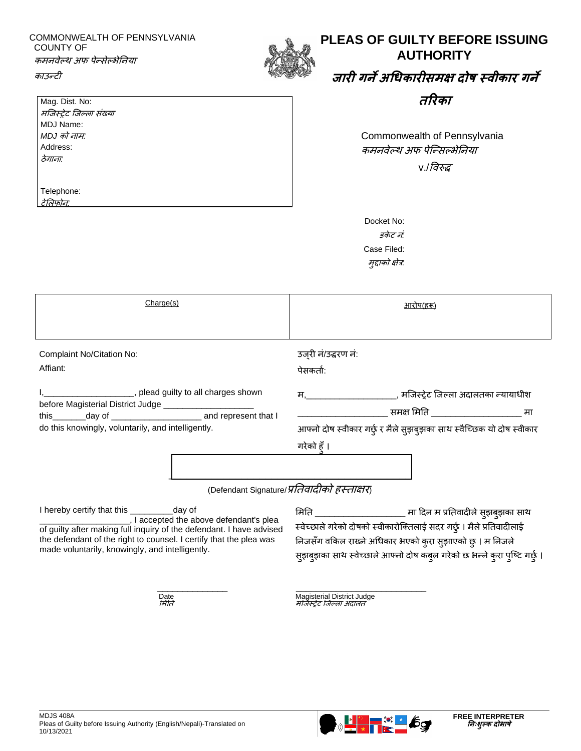COMMONWEALTH OF PENNSYLVANIA
COUNTY OF
*कमनवेल्थ अफ पेन्सेल्भेनिया*
*काउन्टी*

# PLEAS OF GUILTY BEFORE ISSUING AUTHORITY

# *जारी गर्ने अधिकारीसमक्ष दोष स्वीकार गर्ने तरिका*

Mag. Dist. No:
*मजिस्ट्रेट जिल्ला संख्या*
MDJ Name:
*MDJ को नाम:*
Address:
*ठेगाना:*

Telephone:
*टेलिफोन:*

Commonwealth of Pennsylvania
*कमनवेल्थ अफ पेन्सिल्भेनिया*
v./*विरुद्ध*

Docket No:
*डकेट नं:*
Case Filed:
*मुद्दाको क्षेत्र:*

| Charge(s) | आरोप(हरू) |
|---|---|
| | |

Complaint No/Citation No:
Affiant:

उजुरी नं/उद्धरण नं:
पेसकर्ता:

I,___________________, plead guilty to all charges shown before Magisterial District Judge ___________________ this_______day of ___________________ and represent that I do this knowingly, voluntarily, and intelligently.

म,___________________, मजिस्ट्रेट जिल्ला अदालतका न्यायाधीश ___________________ समक्ष मिति ___________________ मा आफ्नो दोष स्वीकार गर्छु र मैले सुझबुझका साथ स्वैच्छिक यो दोष स्वीकार गरेको हुँ ।

(Defendant Signature/*प्रतिवादीको हस्ताक्षर*)

I hereby certify that this _________day of ___________________, I accepted the above defendant's plea of guilty after making full inquiry of the defendant. I have advised the defendant of the right to counsel. I certify that the plea was made voluntarily, knowingly, and intelligently.

मिति ___________________ मा दिन म प्रतिवादीले सुझबुझका साथ स्वेच्छाले गरेको दोषको स्वीकारोक्तिलाई सदर गर्छु । मैले प्रतिवादीलाई निजसँग वकिल राख्ने अधिकार भएको कुरा सुझाएको छु । म निजले सुझबुझका साथ स्वेच्छाले आफ्नो दोष कबुल गरेको छ भन्ने कुरा पुष्टि गर्छु ।

_______________
Date
*मिति*

______________________________
Magisterial District Judge
*मजिस्ट्रेट जिल्ला अदालत*

MDJS 408A
Pleas of Guilty before Issuing Authority (English/Nepali)-Translated on 10/13/2021

FREE INTERPRETER
*निःशुल्क दोभाषे*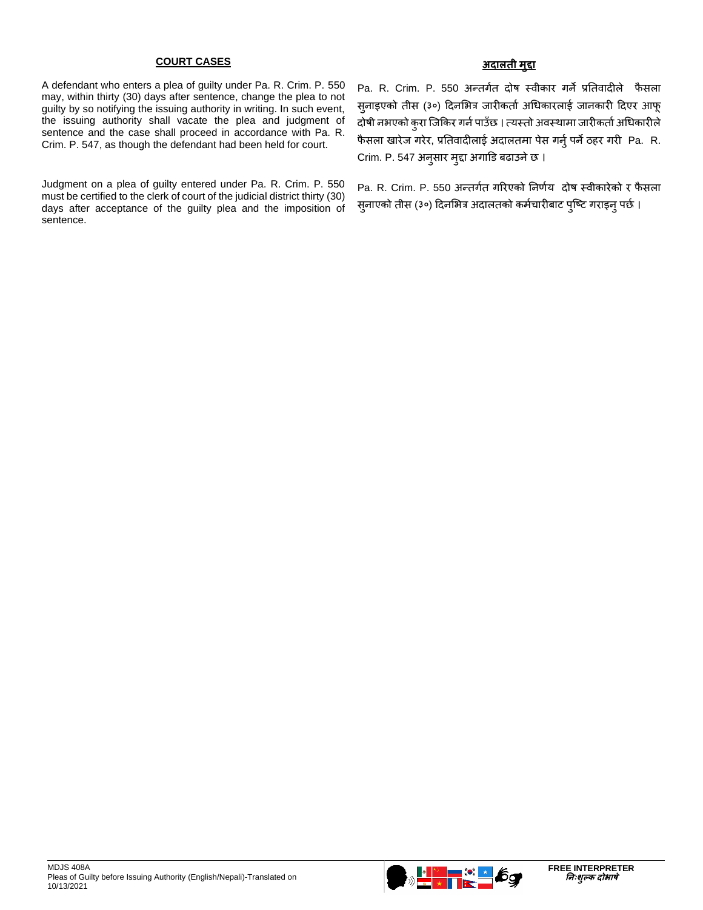## COURT CASES

A defendant who enters a plea of guilty under Pa. R. Crim. P. 550 may, within thirty (30) days after sentence, change the plea to not guilty by so notifying the issuing authority in writing. In such event, the issuing authority shall vacate the plea and judgment of sentence and the case shall proceed in accordance with Pa. R. Crim. P. 547, as though the defendant had been held for court.

Judgment on a plea of guilty entered under Pa. R. Crim. P. 550 must be certified to the clerk of court of the judicial district thirty (30) days after acceptance of the guilty plea and the imposition of sentence.

## अदालती मुद्दा

Pa. R. Crim. P. 550 अन्तर्गत दोष स्वीकार गर्ने प्रतिवादीले फैसला सुनाइएको तीस (३०) दिनभित्र जारीकर्ता अधिकारलाई जानकारी दिएर आफू दोषी नभएको कुरा जिकिर गर्न पाउँछ। त्यस्तो अवस्थामा जारीकर्ता अधिकारीले फैसला खारेज गरेर, प्रतिवादीलाई अदालतमा पेस गर्नु पर्ने ठहर गरी Pa. R. Crim. P. 547 अनुसार मुद्दा अगाडि बढाउने छ।

Pa. R. Crim. P. 550 अन्तर्गत गरिएको निर्णय दोष स्वीकारेको र फैसला सुनाएको तीस (३०) दिनभित्र अदालतको कर्मचारीबाट पुष्टि गराइनु पर्छ।

MDJS 408A
Pleas of Guilty before Issuing Authority (English/Nepali)-Translated on 10/13/2021

FREE INTERPRETER
*निःशुल्क दोभाषे*